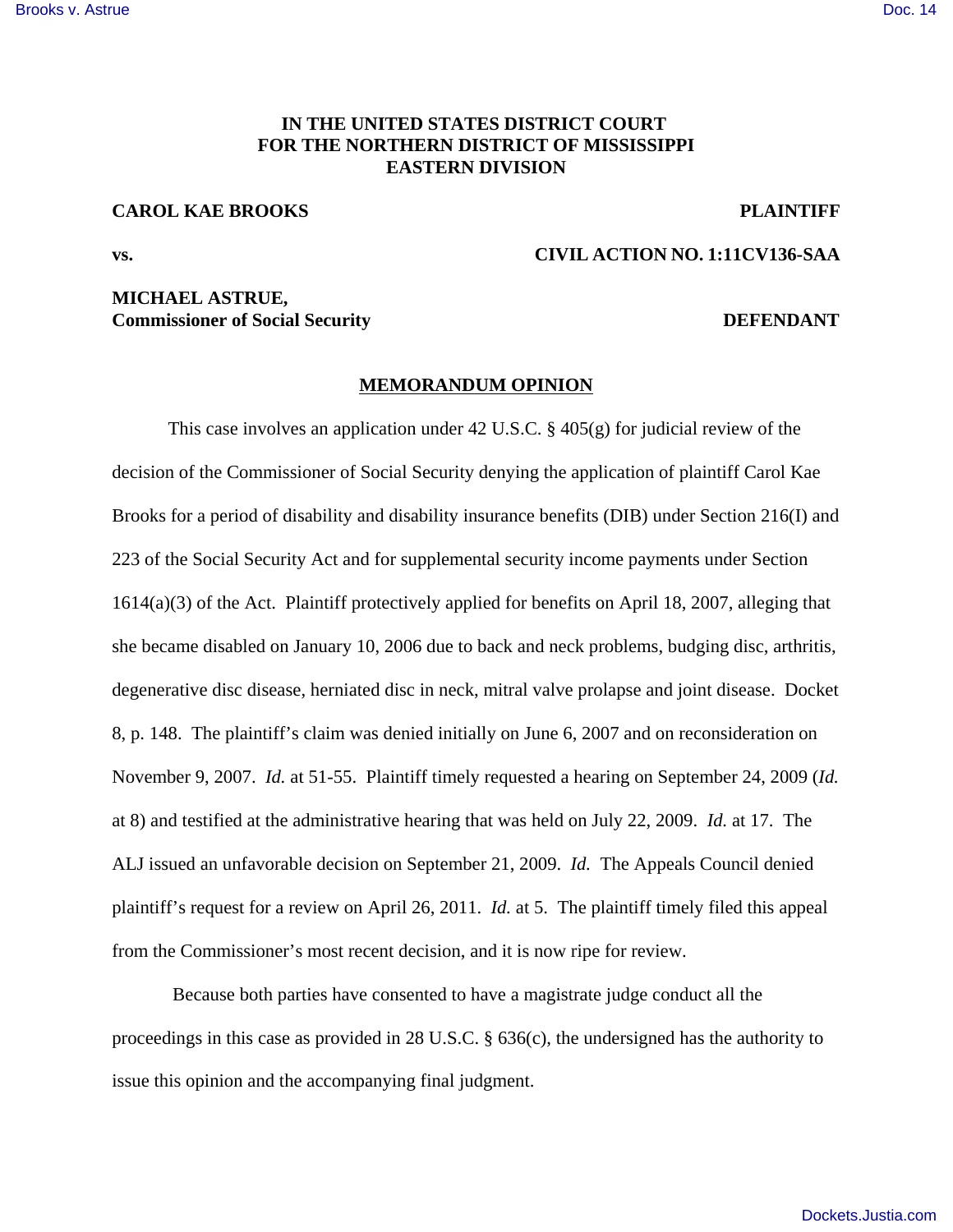**IN THE UNITED STATES DISTRICT COURT
FOR THE NORTHERN DISTRICT OF MISSISSIPPI
EASTERN DIVISION**

**CAROL KAE BROOKS** **PLAINTIFF**

**vs.** **CIVIL ACTION NO. 1:11CV136-SAA**

**MICHAEL ASTRUE,
Commissioner of Social Security** **DEFENDANT**

**MEMORANDUM OPINION**

This case involves an application under 42 U.S.C. § 405(g) for judicial review of the decision of the Commissioner of Social Security denying the application of plaintiff Carol Kae Brooks for a period of disability and disability insurance benefits (DIB) under Section 216(I) and 223 of the Social Security Act and for supplemental security income payments under Section 1614(a)(3) of the Act. Plaintiff protectively applied for benefits on April 18, 2007, alleging that she became disabled on January 10, 2006 due to back and neck problems, budging disc, arthritis, degenerative disc disease, herniated disc in neck, mitral valve prolapse and joint disease. Docket 8, p. 148. The plaintiff's claim was denied initially on June 6, 2007 and on reconsideration on November 9, 2007. *Id.* at 51-55. Plaintiff timely requested a hearing on September 24, 2009 (*Id.* at 8) and testified at the administrative hearing that was held on July 22, 2009. *Id.* at 17. The ALJ issued an unfavorable decision on September 21, 2009. *Id.* The Appeals Council denied plaintiff's request for a review on April 26, 2011. *Id.* at 5. The plaintiff timely filed this appeal from the Commissioner's most recent decision, and it is now ripe for review.

Because both parties have consented to have a magistrate judge conduct all the proceedings in this case as provided in 28 U.S.C. § 636(c), the undersigned has the authority to issue this opinion and the accompanying final judgment.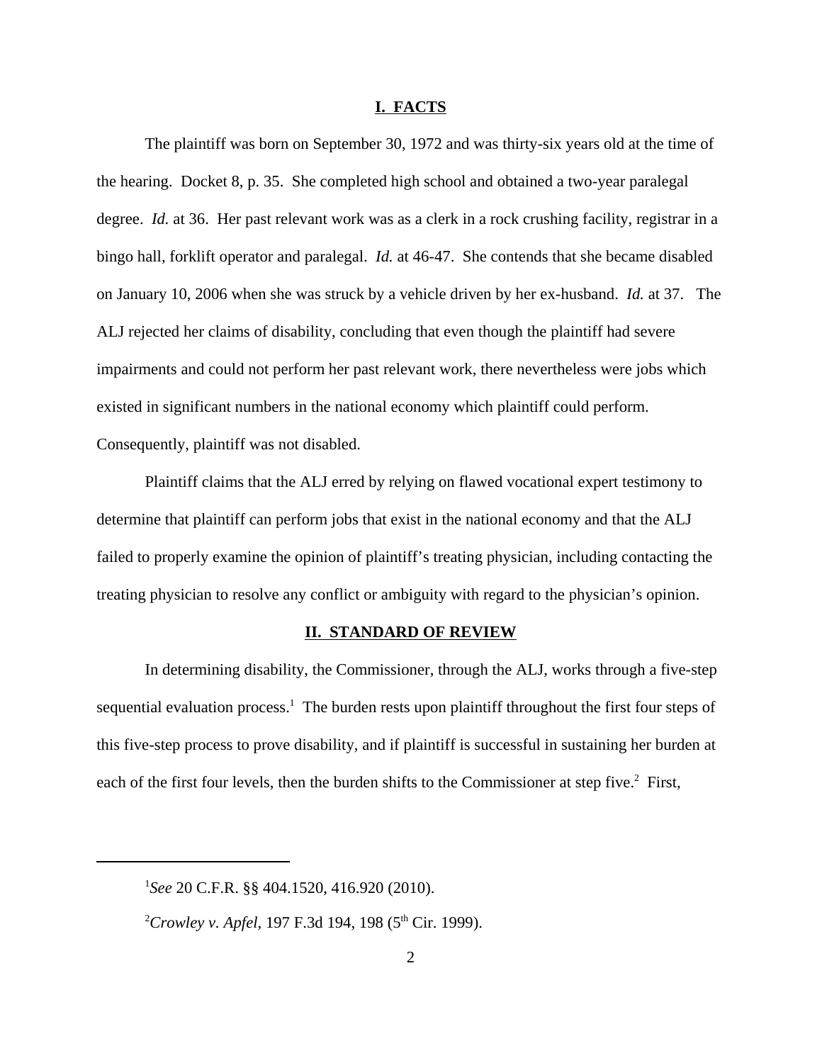## I. FACTS

The plaintiff was born on September 30, 1972 and was thirty-six years old at the time of the hearing. Docket 8, p. 35. She completed high school and obtained a two-year paralegal degree. *Id.* at 36. Her past relevant work was as a clerk in a rock crushing facility, registrar in a bingo hall, forklift operator and paralegal. *Id.* at 46-47. She contends that she became disabled on January 10, 2006 when she was struck by a vehicle driven by her ex-husband. *Id.* at 37. The ALJ rejected her claims of disability, concluding that even though the plaintiff had severe impairments and could not perform her past relevant work, there nevertheless were jobs which existed in significant numbers in the national economy which plaintiff could perform. Consequently, plaintiff was not disabled.

Plaintiff claims that the ALJ erred by relying on flawed vocational expert testimony to determine that plaintiff can perform jobs that exist in the national economy and that the ALJ failed to properly examine the opinion of plaintiff's treating physician, including contacting the treating physician to resolve any conflict or ambiguity with regard to the physician's opinion.

## II. STANDARD OF REVIEW

In determining disability, the Commissioner, through the ALJ, works through a five-step sequential evaluation process.[1] The burden rests upon plaintiff throughout the first four steps of this five-step process to prove disability, and if plaintiff is successful in sustaining her burden at each of the first four levels, then the burden shifts to the Commissioner at step five.[2] First,

---

[1] *See* 20 C.F.R. §§ 404.1520, 416.920 (2010).

[2] *Crowley v. Apfel*, 197 F.3d 194, 198 (5th Cir. 1999).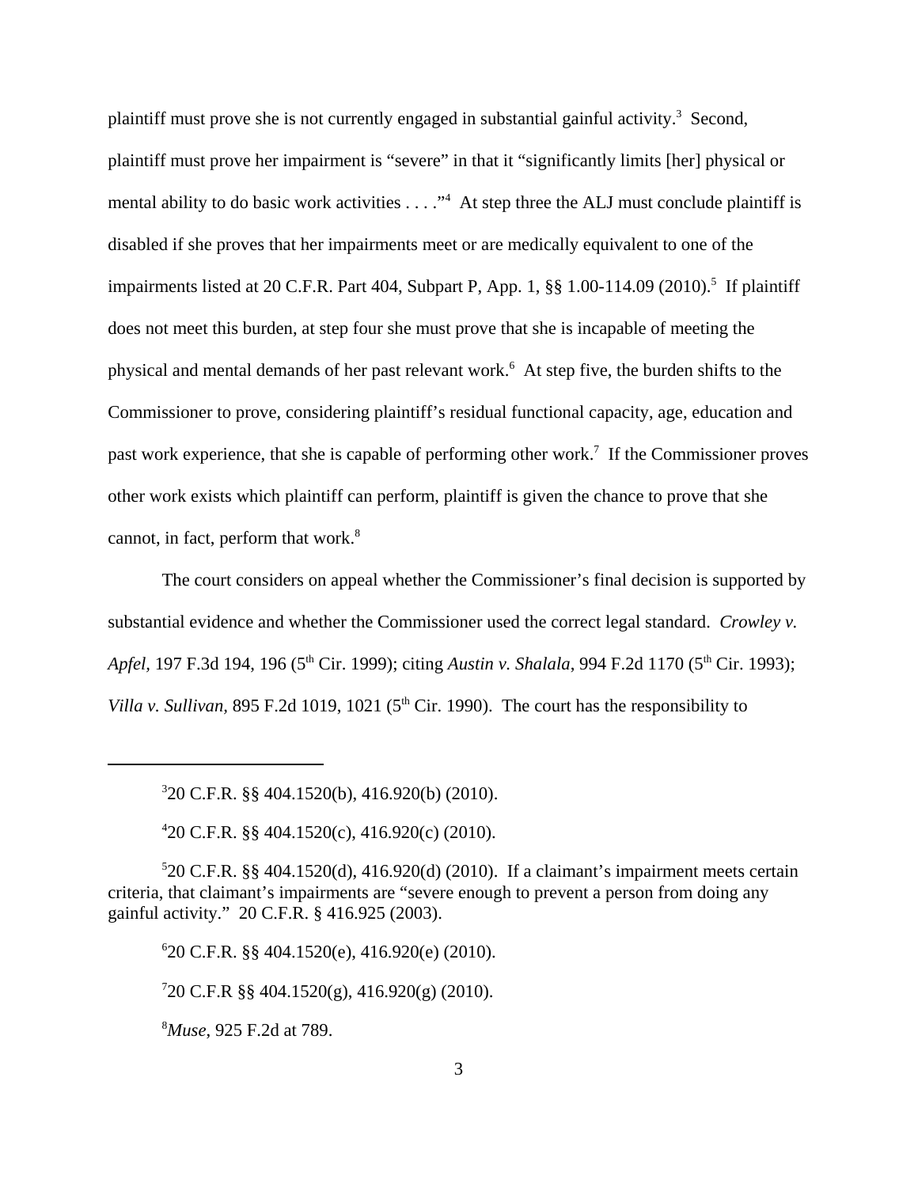plaintiff must prove she is not currently engaged in substantial gainful activity.[3] Second, plaintiff must prove her impairment is "severe" in that it "significantly limits [her] physical or mental ability to do basic work activities . . . ."[4] At step three the ALJ must conclude plaintiff is disabled if she proves that her impairments meet or are medically equivalent to one of the impairments listed at 20 C.F.R. Part 404, Subpart P, App. 1, §§ 1.00-114.09 (2010).[5] If plaintiff does not meet this burden, at step four she must prove that she is incapable of meeting the physical and mental demands of her past relevant work.[6] At step five, the burden shifts to the Commissioner to prove, considering plaintiff's residual functional capacity, age, education and past work experience, that she is capable of performing other work.[7] If the Commissioner proves other work exists which plaintiff can perform, plaintiff is given the chance to prove that she cannot, in fact, perform that work.[8]

The court considers on appeal whether the Commissioner's final decision is supported by substantial evidence and whether the Commissioner used the correct legal standard. *Crowley v. Apfel*, 197 F.3d 194, 196 (5th Cir. 1999); citing *Austin v. Shalala*, 994 F.2d 1170 (5th Cir. 1993); *Villa v. Sullivan*, 895 F.2d 1019, 1021 (5th Cir. 1990). The court has the responsibility to

---

[3] 20 C.F.R. §§ 404.1520(b), 416.920(b) (2010).

[4] 20 C.F.R. §§ 404.1520(c), 416.920(c) (2010).

[5] 20 C.F.R. §§ 404.1520(d), 416.920(d) (2010). If a claimant's impairment meets certain criteria, that claimant's impairments are "severe enough to prevent a person from doing any gainful activity." 20 C.F.R. § 416.925 (2003).

[6] 20 C.F.R. §§ 404.1520(e), 416.920(e) (2010).

[7] 20 C.F.R §§ 404.1520(g), 416.920(g) (2010).

[8] *Muse*, 925 F.2d at 789.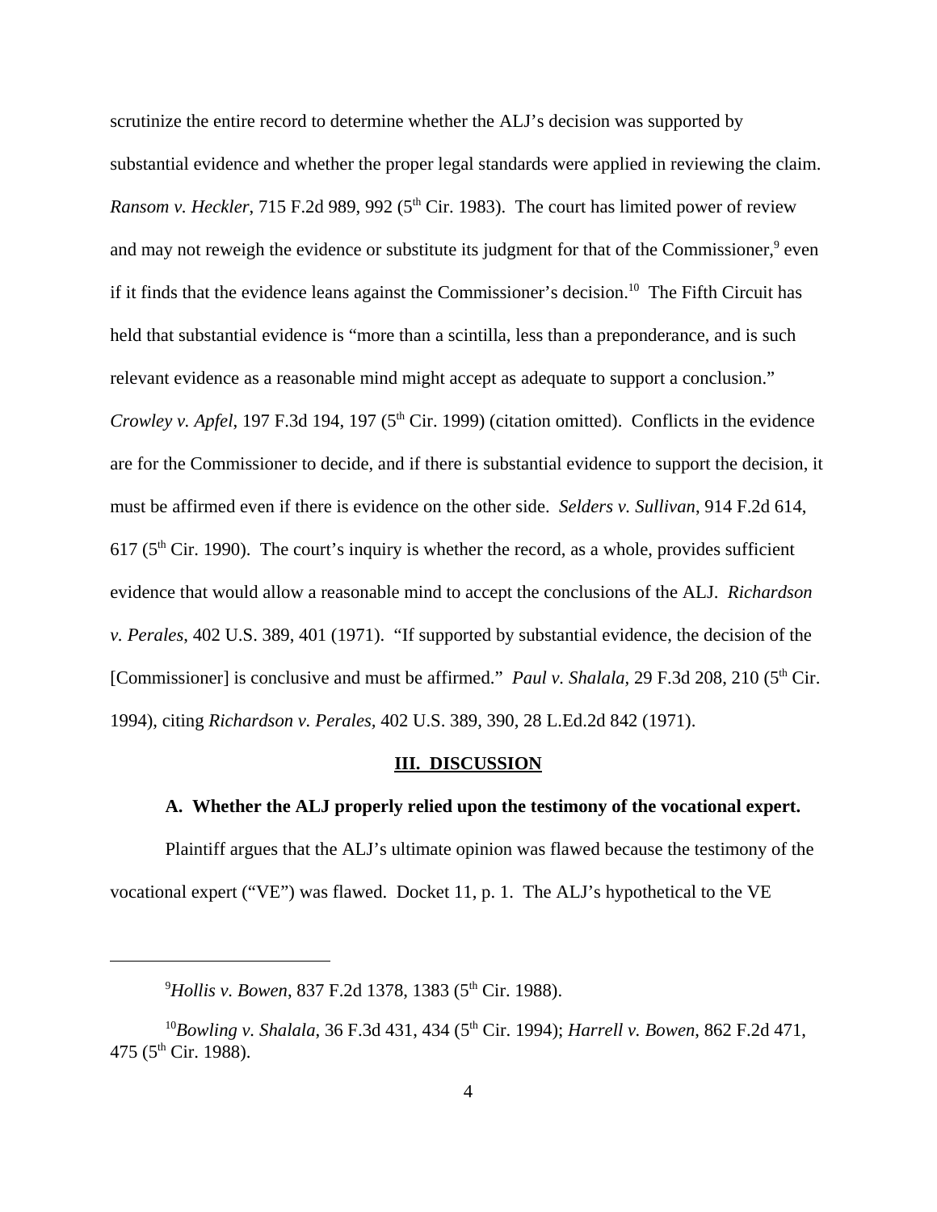scrutinize the entire record to determine whether the ALJ's decision was supported by substantial evidence and whether the proper legal standards were applied in reviewing the claim. *Ransom v. Heckler*, 715 F.2d 989, 992 (5th Cir. 1983). The court has limited power of review and may not reweigh the evidence or substitute its judgment for that of the Commissioner,[9] even if it finds that the evidence leans against the Commissioner's decision.[10] The Fifth Circuit has held that substantial evidence is "more than a scintilla, less than a preponderance, and is such relevant evidence as a reasonable mind might accept as adequate to support a conclusion." *Crowley v. Apfel*, 197 F.3d 194, 197 (5th Cir. 1999) (citation omitted). Conflicts in the evidence are for the Commissioner to decide, and if there is substantial evidence to support the decision, it must be affirmed even if there is evidence on the other side. *Selders v. Sullivan*, 914 F.2d 614, 617 (5th Cir. 1990). The court's inquiry is whether the record, as a whole, provides sufficient evidence that would allow a reasonable mind to accept the conclusions of the ALJ. *Richardson v. Perales*, 402 U.S. 389, 401 (1971). "If supported by substantial evidence, the decision of the [Commissioner] is conclusive and must be affirmed." *Paul v. Shalala,* 29 F.3d 208, 210 (5th Cir. 1994), citing *Richardson v. Perales,* 402 U.S. 389, 390, 28 L.Ed.2d 842 (1971).

## III. DISCUSSION

### A. Whether the ALJ properly relied upon the testimony of the vocational expert.

Plaintiff argues that the ALJ's ultimate opinion was flawed because the testimony of the vocational expert ("VE") was flawed. Docket 11, p. 1. The ALJ's hypothetical to the VE

---

[9] *Hollis v. Bowen*, 837 F.2d 1378, 1383 (5th Cir. 1988).

[10] *Bowling v. Shalala*, 36 F.3d 431, 434 (5th Cir. 1994); *Harrell v. Bowen*, 862 F.2d 471, 475 (5th Cir. 1988).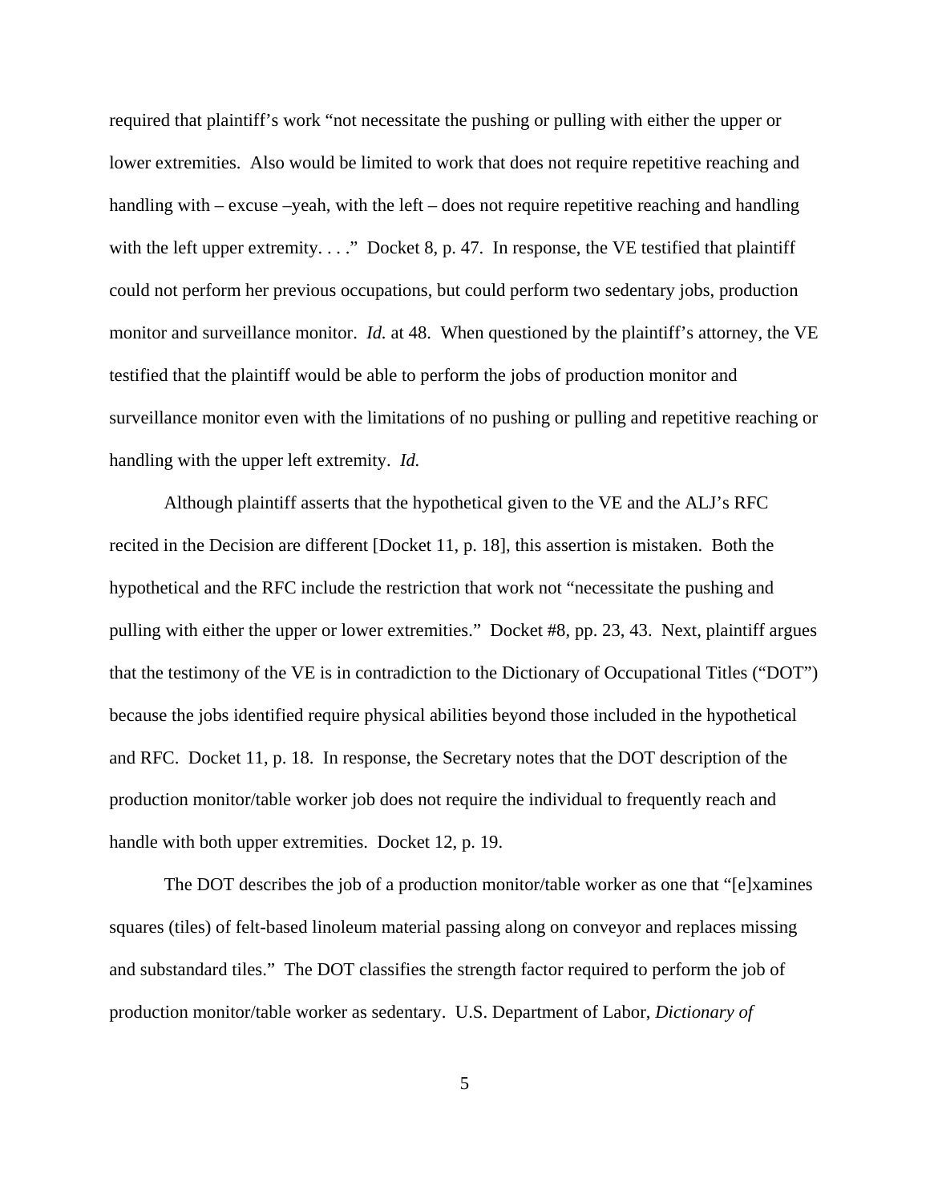required that plaintiff's work "not necessitate the pushing or pulling with either the upper or lower extremities. Also would be limited to work that does not require repetitive reaching and handling with – excuse –yeah, with the left – does not require repetitive reaching and handling with the left upper extremity. . . ." Docket 8, p. 47. In response, the VE testified that plaintiff could not perform her previous occupations, but could perform two sedentary jobs, production monitor and surveillance monitor. *Id.* at 48. When questioned by the plaintiff's attorney, the VE testified that the plaintiff would be able to perform the jobs of production monitor and surveillance monitor even with the limitations of no pushing or pulling and repetitive reaching or handling with the upper left extremity. *Id.*

Although plaintiff asserts that the hypothetical given to the VE and the ALJ's RFC recited in the Decision are different [Docket 11, p. 18], this assertion is mistaken. Both the hypothetical and the RFC include the restriction that work not "necessitate the pushing and pulling with either the upper or lower extremities." Docket #8, pp. 23, 43. Next, plaintiff argues that the testimony of the VE is in contradiction to the Dictionary of Occupational Titles ("DOT") because the jobs identified require physical abilities beyond those included in the hypothetical and RFC. Docket 11, p. 18. In response, the Secretary notes that the DOT description of the production monitor/table worker job does not require the individual to frequently reach and handle with both upper extremities. Docket 12, p. 19.

The DOT describes the job of a production monitor/table worker as one that "[e]xamines squares (tiles) of felt-based linoleum material passing along on conveyor and replaces missing and substandard tiles." The DOT classifies the strength factor required to perform the job of production monitor/table worker as sedentary. U.S. Department of Labor, *Dictionary of*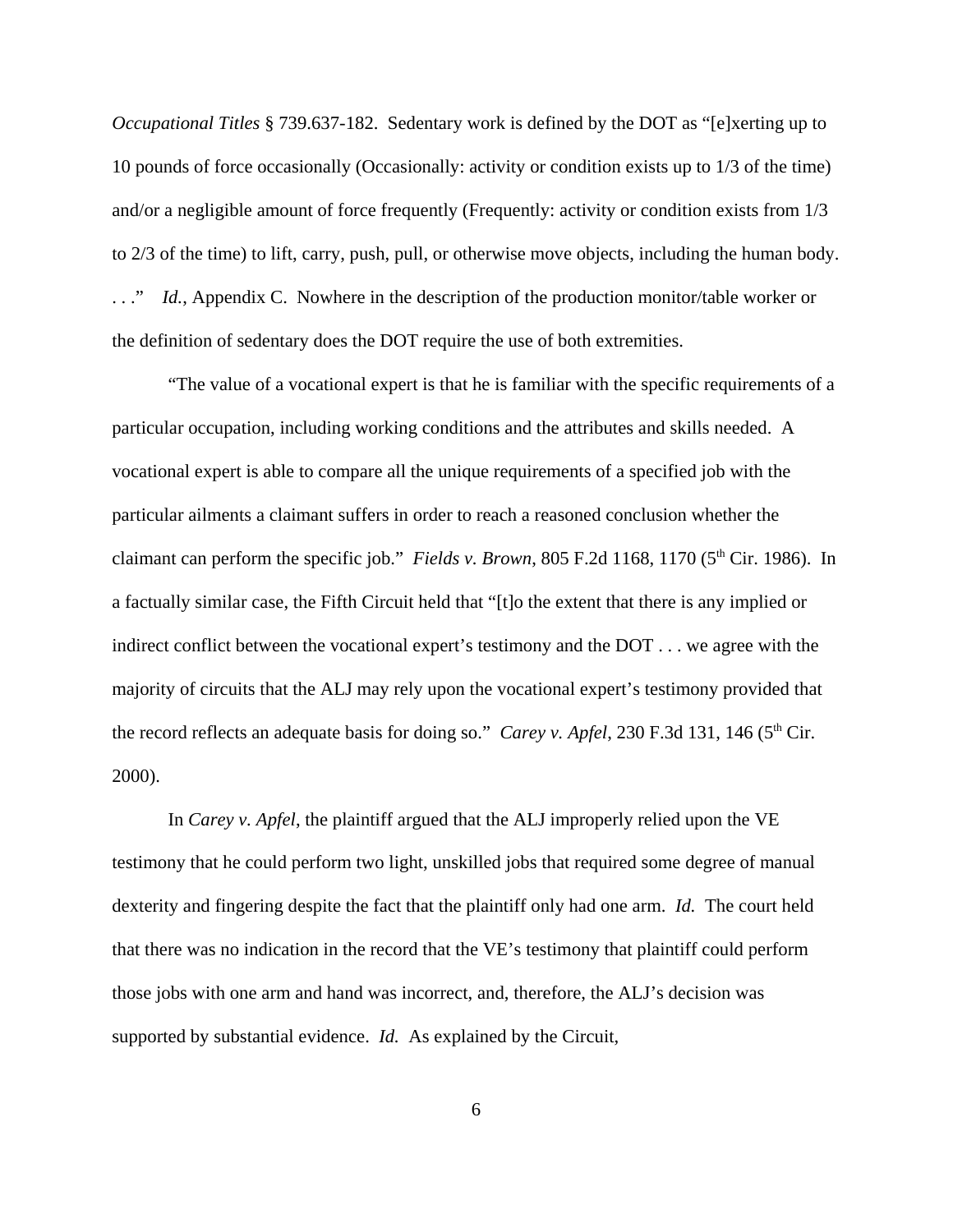*Occupational Titles* § 739.637-182. Sedentary work is defined by the DOT as "[e]xerting up to 10 pounds of force occasionally (Occasionally: activity or condition exists up to 1/3 of the time) and/or a negligible amount of force frequently (Frequently: activity or condition exists from 1/3 to 2/3 of the time) to lift, carry, push, pull, or otherwise move objects, including the human body. . . ." *Id.*, Appendix C. Nowhere in the description of the production monitor/table worker or the definition of sedentary does the DOT require the use of both extremities.

"The value of a vocational expert is that he is familiar with the specific requirements of a particular occupation, including working conditions and the attributes and skills needed. A vocational expert is able to compare all the unique requirements of a specified job with the particular ailments a claimant suffers in order to reach a reasoned conclusion whether the claimant can perform the specific job." *Fields v. Brown*, 805 F.2d 1168, 1170 (5th Cir. 1986). In a factually similar case, the Fifth Circuit held that "[t]o the extent that there is any implied or indirect conflict between the vocational expert's testimony and the DOT . . . we agree with the majority of circuits that the ALJ may rely upon the vocational expert's testimony provided that the record reflects an adequate basis for doing so." *Carey v. Apfel*, 230 F.3d 131, 146 (5th Cir. 2000).

In *Carey v. Apfel*, the plaintiff argued that the ALJ improperly relied upon the VE testimony that he could perform two light, unskilled jobs that required some degree of manual dexterity and fingering despite the fact that the plaintiff only had one arm. *Id.* The court held that there was no indication in the record that the VE's testimony that plaintiff could perform those jobs with one arm and hand was incorrect, and, therefore, the ALJ's decision was supported by substantial evidence. *Id.* As explained by the Circuit,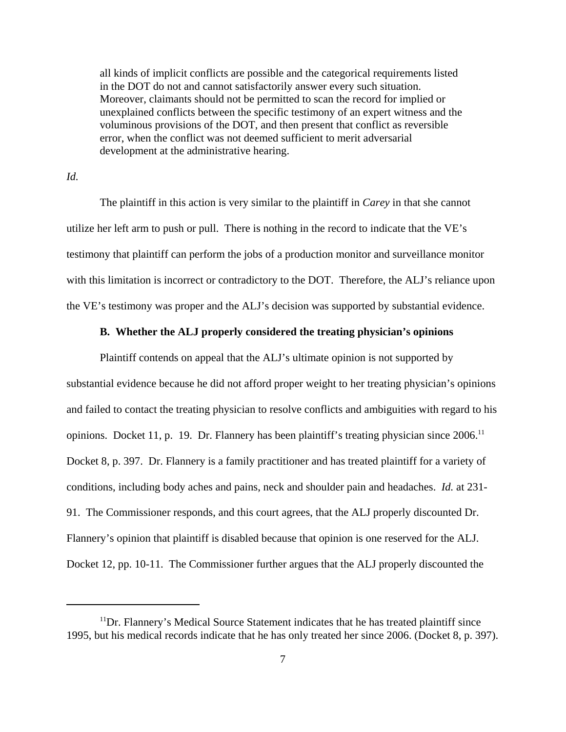> all kinds of implicit conflicts are possible and the categorical requirements listed in the DOT do not and cannot satisfactorily answer every such situation. Moreover, claimants should not be permitted to scan the record for implied or unexplained conflicts between the specific testimony of an expert witness and the voluminous provisions of the DOT, and then present that conflict as reversible error, when the conflict was not deemed sufficient to merit adversarial development at the administrative hearing.

*Id.*

The plaintiff in this action is very similar to the plaintiff in *Carey* in that she cannot utilize her left arm to push or pull. There is nothing in the record to indicate that the VE's testimony that plaintiff can perform the jobs of a production monitor and surveillance monitor with this limitation is incorrect or contradictory to the DOT. Therefore, the ALJ's reliance upon the VE's testimony was proper and the ALJ's decision was supported by substantial evidence.

### B. Whether the ALJ properly considered the treating physician's opinions

Plaintiff contends on appeal that the ALJ's ultimate opinion is not supported by substantial evidence because he did not afford proper weight to her treating physician's opinions and failed to contact the treating physician to resolve conflicts and ambiguities with regard to his opinions. Docket 11, p. 19. Dr. Flannery has been plaintiff's treating physician since 2006.[11] Docket 8, p. 397. Dr. Flannery is a family practitioner and has treated plaintiff for a variety of conditions, including body aches and pains, neck and shoulder pain and headaches. *Id.* at 231-91. The Commissioner responds, and this court agrees, that the ALJ properly discounted Dr. Flannery's opinion that plaintiff is disabled because that opinion is one reserved for the ALJ. Docket 12, pp. 10-11. The Commissioner further argues that the ALJ properly discounted the

---

[11] Dr. Flannery's Medical Source Statement indicates that he has treated plaintiff since 1995, but his medical records indicate that he has only treated her since 2006. (Docket 8, p. 397).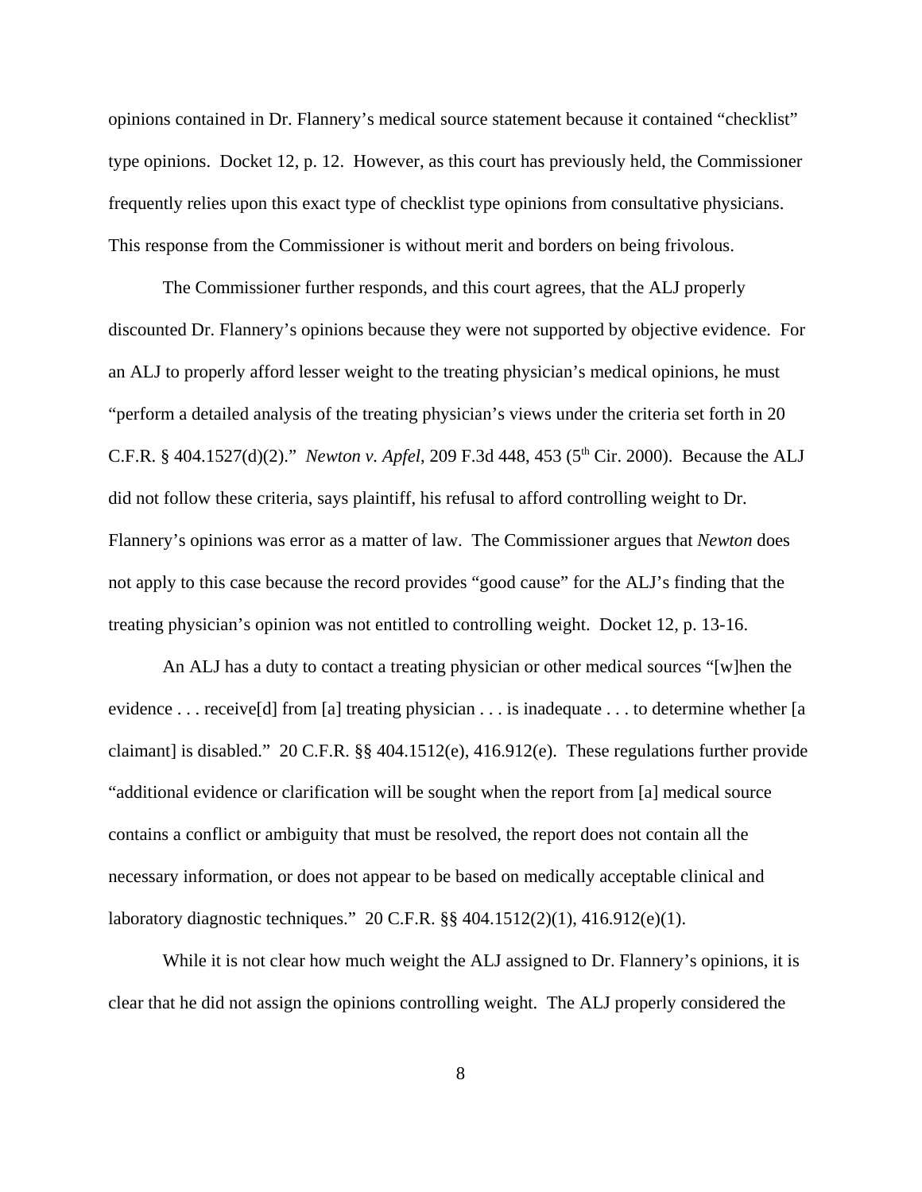opinions contained in Dr. Flannery's medical source statement because it contained "checklist" type opinions. Docket 12, p. 12. However, as this court has previously held, the Commissioner frequently relies upon this exact type of checklist type opinions from consultative physicians. This response from the Commissioner is without merit and borders on being frivolous.

The Commissioner further responds, and this court agrees, that the ALJ properly discounted Dr. Flannery's opinions because they were not supported by objective evidence. For an ALJ to properly afford lesser weight to the treating physician's medical opinions, he must "perform a detailed analysis of the treating physician's views under the criteria set forth in 20 C.F.R. § 404.1527(d)(2)." *Newton v. Apfel*, 209 F.3d 448, 453 (5th Cir. 2000). Because the ALJ did not follow these criteria, says plaintiff, his refusal to afford controlling weight to Dr. Flannery's opinions was error as a matter of law. The Commissioner argues that *Newton* does not apply to this case because the record provides "good cause" for the ALJ's finding that the treating physician's opinion was not entitled to controlling weight. Docket 12, p. 13-16.

An ALJ has a duty to contact a treating physician or other medical sources "[w]hen the evidence . . . receive[d] from [a] treating physician . . . is inadequate . . . to determine whether [a claimant] is disabled." 20 C.F.R. §§ 404.1512(e), 416.912(e). These regulations further provide "additional evidence or clarification will be sought when the report from [a] medical source contains a conflict or ambiguity that must be resolved, the report does not contain all the necessary information, or does not appear to be based on medically acceptable clinical and laboratory diagnostic techniques." 20 C.F.R. §§ 404.1512(2)(1), 416.912(e)(1).

While it is not clear how much weight the ALJ assigned to Dr. Flannery's opinions, it is clear that he did not assign the opinions controlling weight. The ALJ properly considered the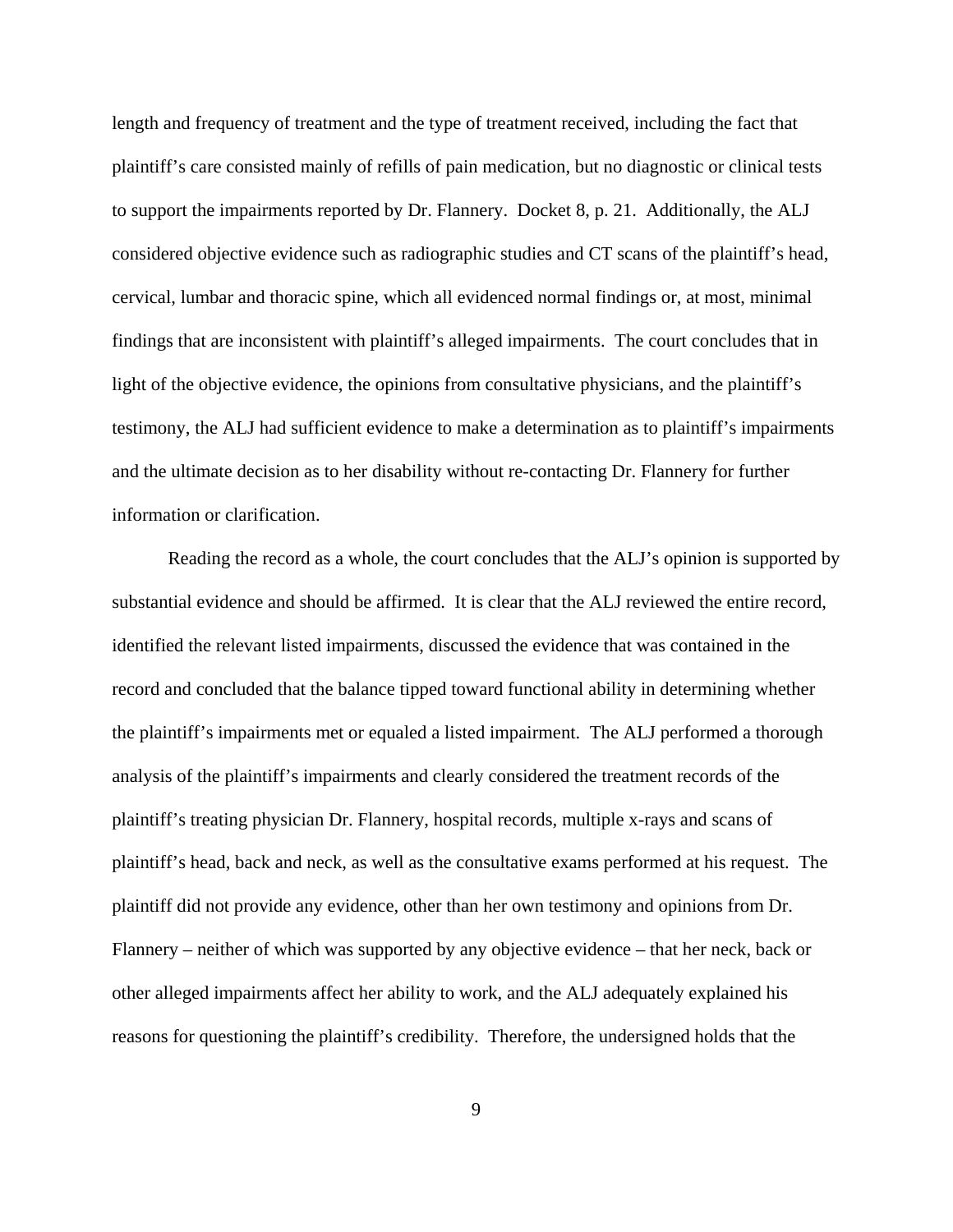length and frequency of treatment and the type of treatment received, including the fact that plaintiff's care consisted mainly of refills of pain medication, but no diagnostic or clinical tests to support the impairments reported by Dr. Flannery. Docket 8, p. 21. Additionally, the ALJ considered objective evidence such as radiographic studies and CT scans of the plaintiff's head, cervical, lumbar and thoracic spine, which all evidenced normal findings or, at most, minimal findings that are inconsistent with plaintiff's alleged impairments. The court concludes that in light of the objective evidence, the opinions from consultative physicians, and the plaintiff's testimony, the ALJ had sufficient evidence to make a determination as to plaintiff's impairments and the ultimate decision as to her disability without re-contacting Dr. Flannery for further information or clarification.

Reading the record as a whole, the court concludes that the ALJ's opinion is supported by substantial evidence and should be affirmed. It is clear that the ALJ reviewed the entire record, identified the relevant listed impairments, discussed the evidence that was contained in the record and concluded that the balance tipped toward functional ability in determining whether the plaintiff's impairments met or equaled a listed impairment. The ALJ performed a thorough analysis of the plaintiff's impairments and clearly considered the treatment records of the plaintiff's treating physician Dr. Flannery, hospital records, multiple x-rays and scans of plaintiff's head, back and neck, as well as the consultative exams performed at his request. The plaintiff did not provide any evidence, other than her own testimony and opinions from Dr. Flannery – neither of which was supported by any objective evidence – that her neck, back or other alleged impairments affect her ability to work, and the ALJ adequately explained his reasons for questioning the plaintiff's credibility. Therefore, the undersigned holds that the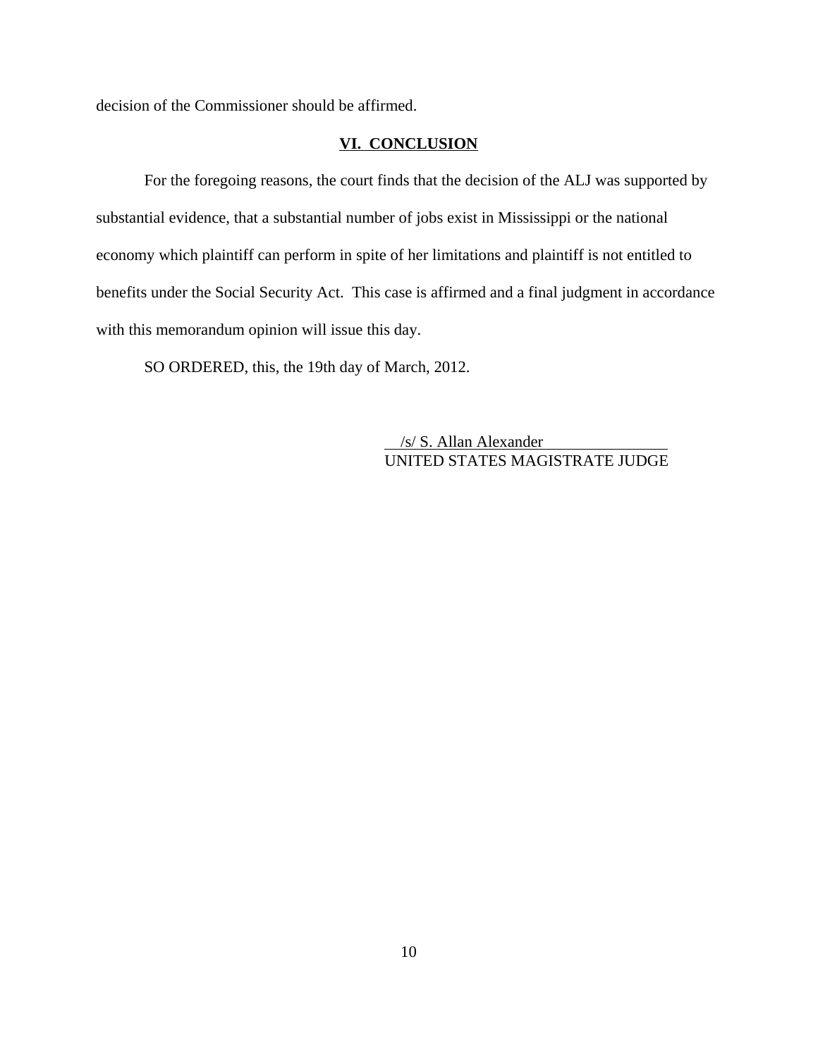decision of the Commissioner should be affirmed.

## VI. CONCLUSION

For the foregoing reasons, the court finds that the decision of the ALJ was supported by substantial evidence, that a substantial number of jobs exist in Mississippi or the national economy which plaintiff can perform in spite of her limitations and plaintiff is not entitled to benefits under the Social Security Act. This case is affirmed and a final judgment in accordance with this memorandum opinion will issue this day.

SO ORDERED, this, the 19th day of March, 2012.

/s/ S. Allan Alexander
UNITED STATES MAGISTRATE JUDGE